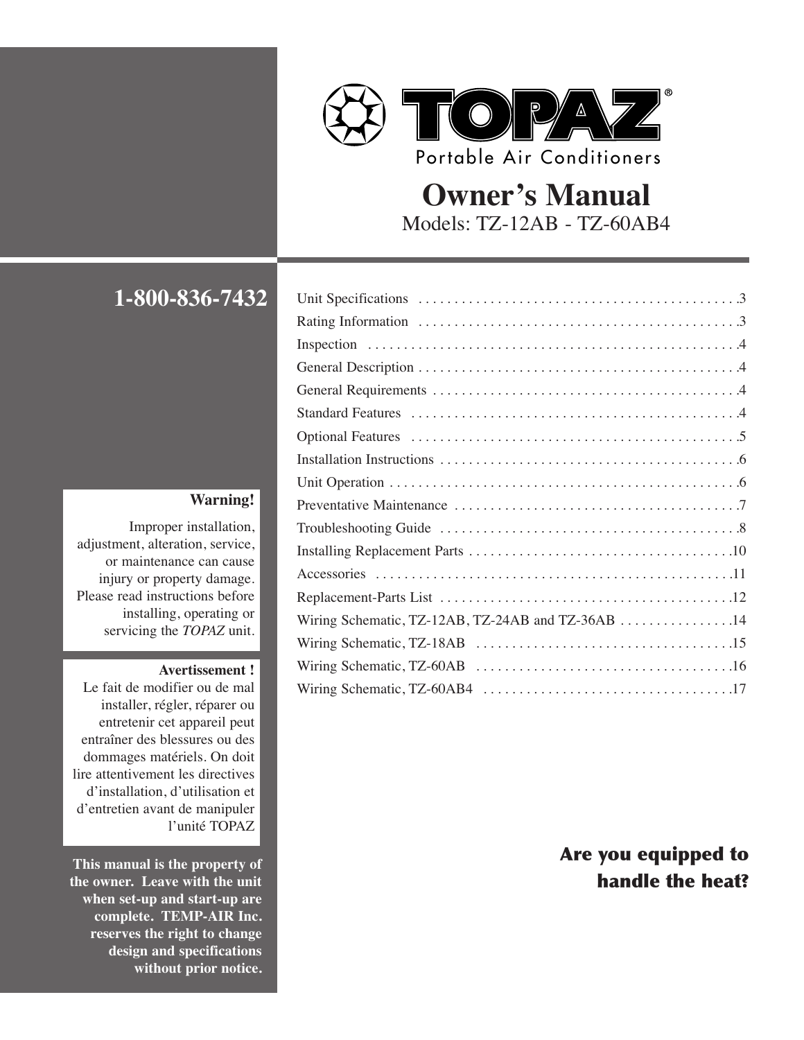# TOPAZ®

Portable Air Conditioners

## Owner's Manual

Models: TZ-12AB - TZ-60AB4

**1-800-836-7432**

| | |
|---|---|
| Unit Specifications | 3 |
| Rating Information | 3 |
| Inspection | 4 |
| General Description | 4 |
| General Requirements | 4 |
| Standard Features | 4 |
| Optional Features | 5 |
| Installation Instructions | 6 |
| Unit Operation | 6 |
| Preventative Maintenance | 7 |
| Troubleshooting Guide | 8 |
| Installing Replacement Parts | 10 |
| Accessories | 11 |
| Replacement-Parts List | 12 |
| Wiring Schematic, TZ-12AB, TZ-24AB and TZ-36AB | 14 |
| Wiring Schematic, TZ-18AB | 15 |
| Wiring Schematic, TZ-60AB | 16 |
| Wiring Schematic, TZ-60AB4 | 17 |

**Warning!**

Improper installation, adjustment, alteration, service, or maintenance can cause injury or property damage. Please read instructions before installing, operating or servicing the *TOPAZ* unit.

**Avertissement !**

Le fait de modifier ou de mal installer, régler, réparer ou entretenir cet appareil peut entraîner des blessures ou des dommages matériels. On doit lire attentivement les directives d'installation, d'utilisation et d'entretien avant de manipuler l'unité TOPAZ

**This manual is the property of the owner. Leave with the unit when set-up and start-up are complete. TEMP-AIR Inc. reserves the right to change design and specifications without prior notice.**

**Are you equipped to handle the heat?**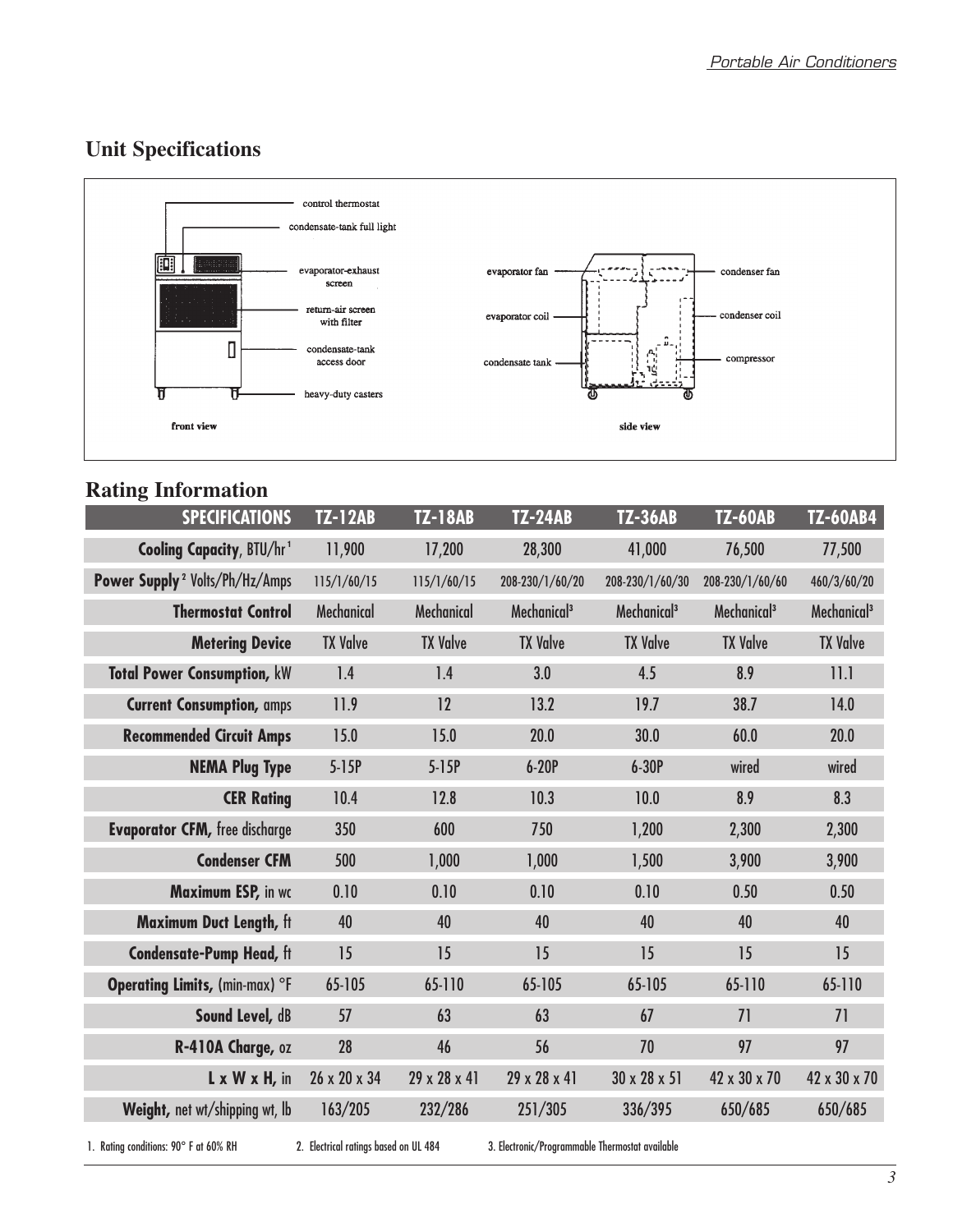## Unit Specifications

control thermostat
condensate-tank full light
evaporator-exhaust screen
return-air screen with filter
condensate-tank access door
heavy-duty casters

front view

evaporator fan
evaporator coil
condensate tank
condenser fan
condenser coil
compressor

side view

## Rating Information

| SPECIFICATIONS | TZ-12AB | TZ-18AB | TZ-24AB | TZ-36AB | TZ-60AB | TZ-60AB4 |
|---|---|---|---|---|---|---|
| **Cooling Capacity**, BTU/hr[1] | 11,900 | 17,200 | 28,300 | 41,000 | 76,500 | 77,500 |
| **Power Supply**[2] Volts/Ph/Hz/Amps | 115/1/60/15 | 115/1/60/15 | 208-230/1/60/20 | 208-230/1/60/30 | 208-230/1/60/60 | 460/3/60/20 |
| **Thermostat Control** | Mechanical | Mechanical | Mechanical[3] | Mechanical[3] | Mechanical[3] | Mechanical[3] |
| **Metering Device** | TX Valve | TX Valve | TX Valve | TX Valve | TX Valve | TX Valve |
| **Total Power Consumption,** kW | 1.4 | 1.4 | 3.0 | 4.5 | 8.9 | 11.1 |
| **Current Consumption,** amps | 11.9 | 12 | 13.2 | 19.7 | 38.7 | 14.0 |
| **Recommended Circuit Amps** | 15.0 | 15.0 | 20.0 | 30.0 | 60.0 | 20.0 |
| **NEMA Plug Type** | 5-15P | 5-15P | 6-20P | 6-30P | wired | wired |
| **CER Rating** | 10.4 | 12.8 | 10.3 | 10.0 | 8.9 | 8.3 |
| **Evaporator CFM,** free discharge | 350 | 600 | 750 | 1,200 | 2,300 | 2,300 |
| **Condenser CFM** | 500 | 1,000 | 1,000 | 1,500 | 3,900 | 3,900 |
| **Maximum ESP,** in wc | 0.10 | 0.10 | 0.10 | 0.10 | 0.50 | 0.50 |
| **Maximum Duct Length,** ft | 40 | 40 | 40 | 40 | 40 | 40 |
| **Condensate-Pump Head,** ft | 15 | 15 | 15 | 15 | 15 | 15 |
| **Operating Limits,** (min-max) °F | 65-105 | 65-110 | 65-105 | 65-105 | 65-110 | 65-110 |
| **Sound Level,** dB | 57 | 63 | 63 | 67 | 71 | 71 |
| **R-410A Charge,** oz | 28 | 46 | 56 | 70 | 97 | 97 |
| **L x W x H,** in | 26 x 20 x 34 | 29 x 28 x 41 | 29 x 28 x 41 | 30 x 28 x 51 | 42 x 30 x 70 | 42 x 30 x 70 |
| **Weight,** net wt/shipping wt, lb | 163/205 | 232/286 | 251/305 | 336/395 | 650/685 | 650/685 |

1. Rating conditions: 90° F at 60% RH
2. Electrical ratings based on UL 484
3. Electronic/Programmable Thermostat available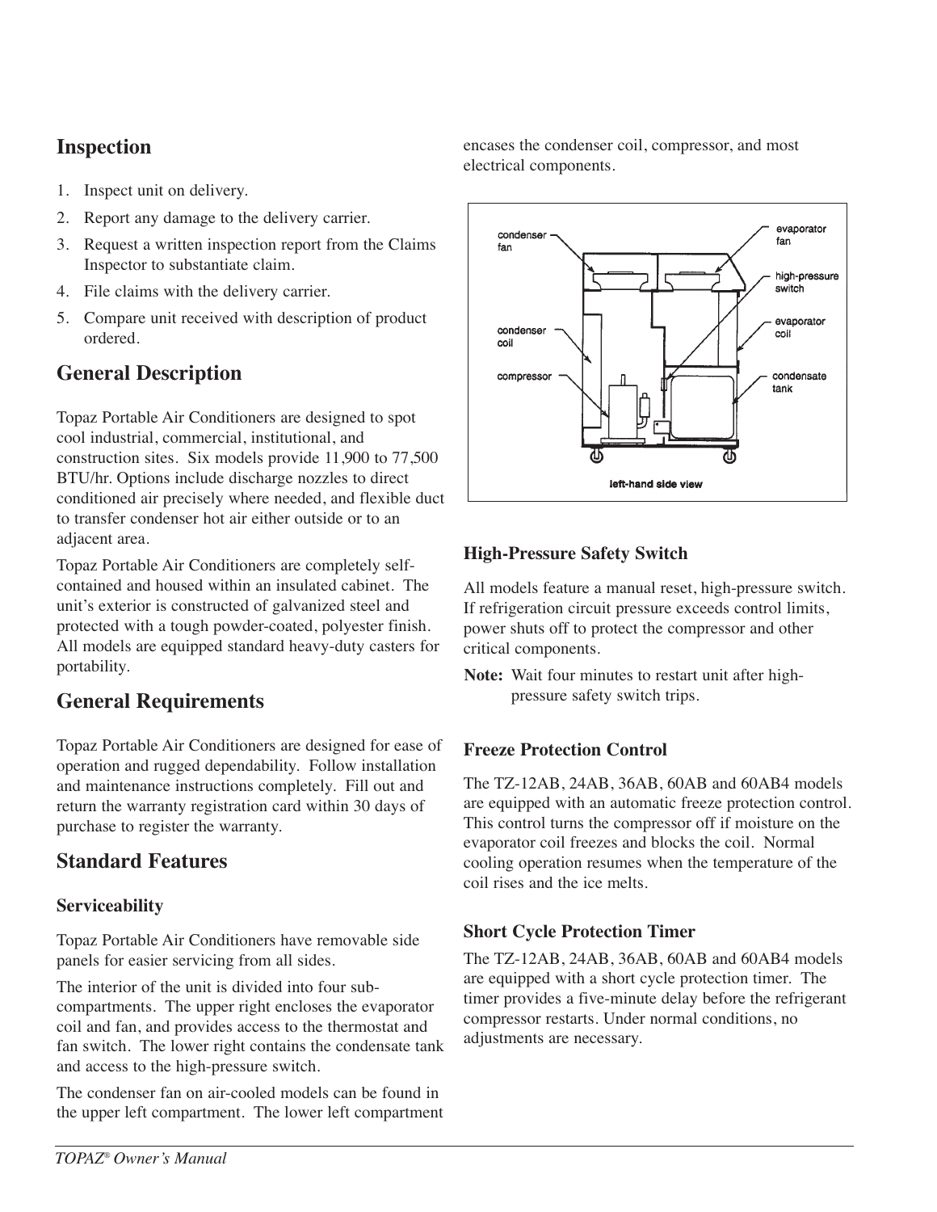## Inspection

1. Inspect unit on delivery.
2. Report any damage to the delivery carrier.
3. Request a written inspection report from the Claims Inspector to substantiate claim.
4. File claims with the delivery carrier.
5. Compare unit received with description of product ordered.

## General Description

Topaz Portable Air Conditioners are designed to spot cool industrial, commercial, institutional, and construction sites. Six models provide 11,900 to 77,500 BTU/hr. Options include discharge nozzles to direct conditioned air precisely where needed, and flexible duct to transfer condenser hot air either outside or to an adjacent area.

Topaz Portable Air Conditioners are completely self-contained and housed within an insulated cabinet. The unit's exterior is constructed of galvanized steel and protected with a tough powder-coated, polyester finish. All models are equipped standard heavy-duty casters for portability.

## General Requirements

Topaz Portable Air Conditioners are designed for ease of operation and rugged dependability. Follow installation and maintenance instructions completely. Fill out and return the warranty registration card within 30 days of purchase to register the warranty.

## Standard Features

### Serviceability

Topaz Portable Air Conditioners have removable side panels for easier servicing from all sides.

The interior of the unit is divided into four sub-compartments. The upper right encloses the evaporator coil and fan, and provides access to the thermostat and fan switch. The lower right contains the condensate tank and access to the high-pressure switch.

The condenser fan on air-cooled models can be found in the upper left compartment. The lower left compartment encases the condenser coil, compressor, and most electrical components.

condenser fan, condenser coil, compressor, evaporator fan, high-pressure switch, evaporator coil, condensate tank

left-hand side view

### High-Pressure Safety Switch

All models feature a manual reset, high-pressure switch. If refrigeration circuit pressure exceeds control limits, power shuts off to protect the compressor and other critical components.

**Note:** Wait four minutes to restart unit after high-pressure safety switch trips.

### Freeze Protection Control

The TZ-12AB, 24AB, 36AB, 60AB and 60AB4 models are equipped with an automatic freeze protection control. This control turns the compressor off if moisture on the evaporator coil freezes and blocks the coil. Normal cooling operation resumes when the temperature of the coil rises and the ice melts.

### Short Cycle Protection Timer

The TZ-12AB, 24AB, 36AB, 60AB and 60AB4 models are equipped with a short cycle protection timer. The timer provides a five-minute delay before the refrigerant compressor restarts. Under normal conditions, no adjustments are necessary.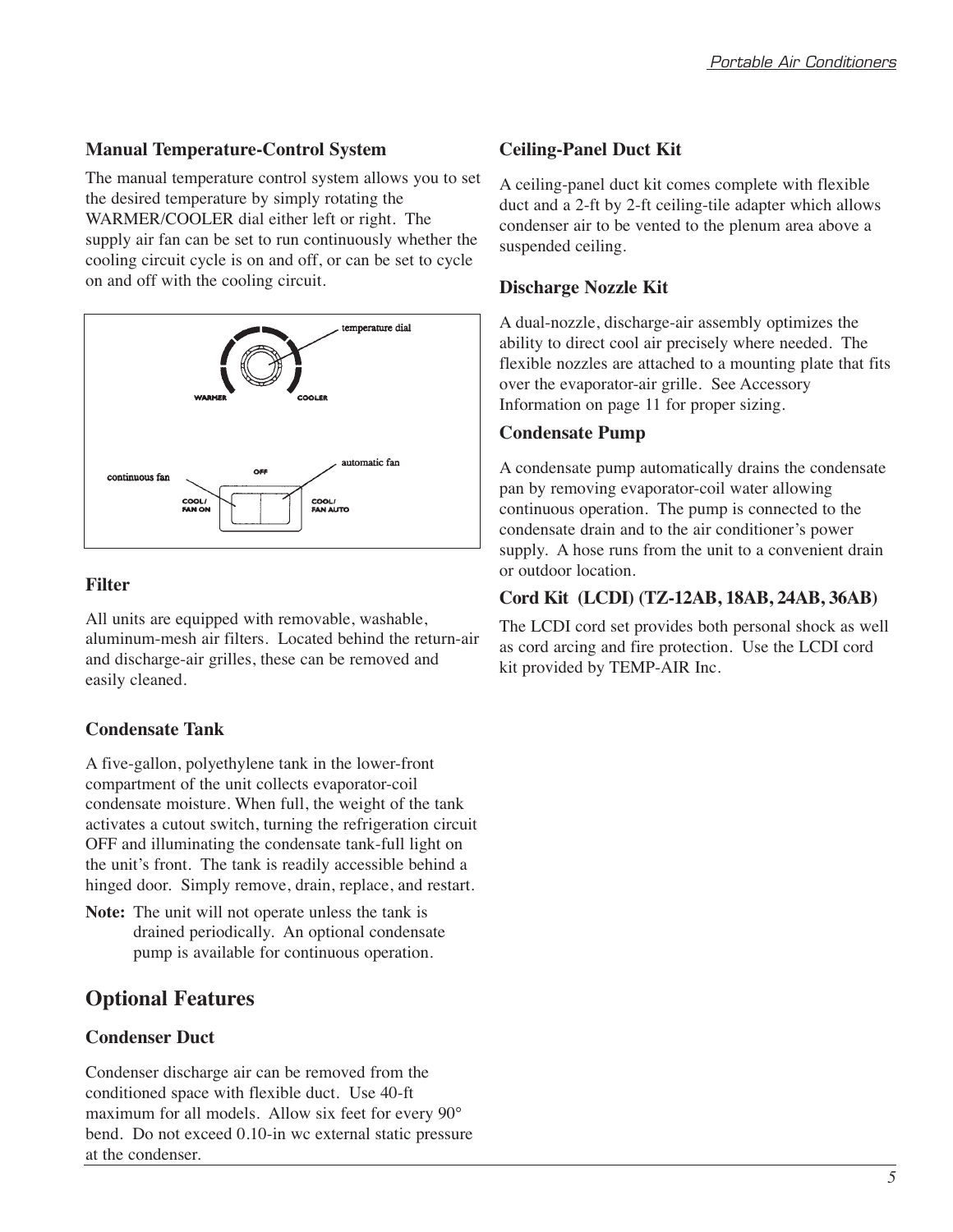### Manual Temperature-Control System

The manual temperature control system allows you to set the desired temperature by simply rotating the WARMER/COOLER dial either left or right. The supply air fan can be set to run continuously whether the cooling circuit cycle is on and off, or can be set to cycle on and off with the cooling circuit.

### Filter

All units are equipped with removable, washable, aluminum-mesh air filters. Located behind the return-air and discharge-air grilles, these can be removed and easily cleaned.

### Condensate Tank

A five-gallon, polyethylene tank in the lower-front compartment of the unit collects evaporator-coil condensate moisture. When full, the weight of the tank activates a cutout switch, turning the refrigeration circuit OFF and illuminating the condensate tank-full light on the unit's front. The tank is readily accessible behind a hinged door. Simply remove, drain, replace, and restart.

**Note:** The unit will not operate unless the tank is drained periodically. An optional condensate pump is available for continuous operation.

## Optional Features

### Condenser Duct

Condenser discharge air can be removed from the conditioned space with flexible duct. Use 40-ft maximum for all models. Allow six feet for every 90° bend. Do not exceed 0.10-in wc external static pressure at the condenser.

### Ceiling-Panel Duct Kit

A ceiling-panel duct kit comes complete with flexible duct and a 2-ft by 2-ft ceiling-tile adapter which allows condenser air to be vented to the plenum area above a suspended ceiling.

### Discharge Nozzle Kit

A dual-nozzle, discharge-air assembly optimizes the ability to direct cool air precisely where needed. The flexible nozzles are attached to a mounting plate that fits over the evaporator-air grille. See Accessory Information on page 11 for proper sizing.

### Condensate Pump

A condensate pump automatically drains the condensate pan by removing evaporator-coil water allowing continuous operation. The pump is connected to the condensate drain and to the air conditioner's power supply. A hose runs from the unit to a convenient drain or outdoor location.

### Cord Kit (LCDI) (TZ-12AB, 18AB, 24AB, 36AB)

The LCDI cord set provides both personal shock as well as cord arcing and fire protection. Use the LCDI cord kit provided by TEMP-AIR Inc.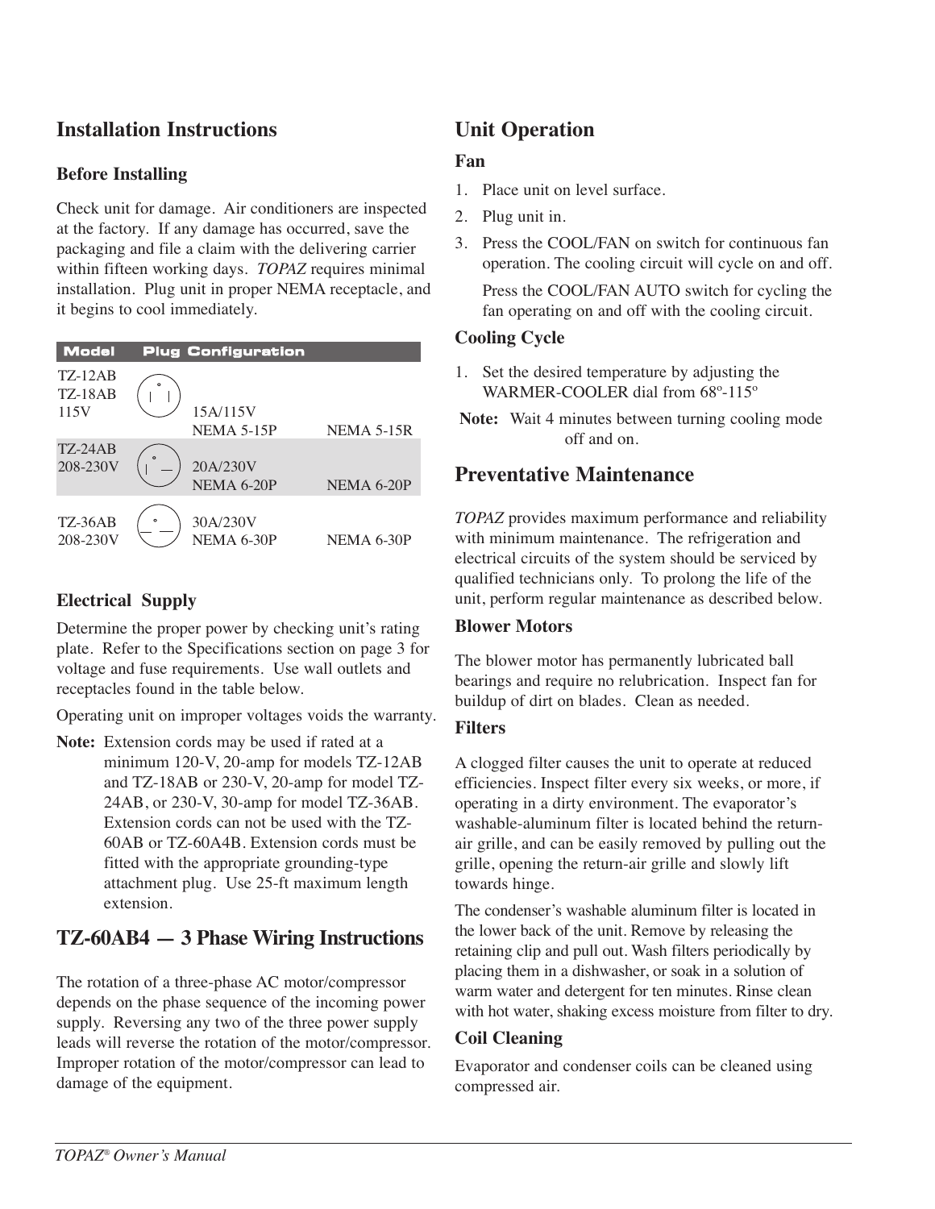## Installation Instructions

### Before Installing

Check unit for damage. Air conditioners are inspected at the factory. If any damage has occurred, save the packaging and file a claim with the delivering carrier within fifteen working days. *TOPAZ* requires minimal installation. Plug unit in proper NEMA receptacle, and it begins to cool immediately.

| Model | Plug Configuration | | |
|---|---|---|---|
| TZ-12AB<br>TZ-18AB<br>115V | | 15A/115V<br>NEMA 5-15P | NEMA 5-15R |
| TZ-24AB<br>208-230V | | 20A/230V<br>NEMA 6-20P | NEMA 6-20P |
| TZ-36AB<br>208-230V | | 30A/230V<br>NEMA 6-30P | NEMA 6-30P |

### Electrical Supply

Determine the proper power by checking unit's rating plate. Refer to the Specifications section on page 3 for voltage and fuse requirements. Use wall outlets and receptacles found in the table below.

Operating unit on improper voltages voids the warranty.

**Note:** Extension cords may be used if rated at a minimum 120-V, 20-amp for models TZ-12AB and TZ-18AB or 230-V, 20-amp for model TZ-24AB, or 230-V, 30-amp for model TZ-36AB. Extension cords can not be used with the TZ-60AB or TZ-60A4B. Extension cords must be fitted with the appropriate grounding-type attachment plug. Use 25-ft maximum length extension.

## TZ-60AB4 — 3 Phase Wiring Instructions

The rotation of a three-phase AC motor/compressor depends on the phase sequence of the incoming power supply. Reversing any two of the three power supply leads will reverse the rotation of the motor/compressor. Improper rotation of the motor/compressor can lead to damage of the equipment.

## Unit Operation

### Fan

1. Place unit on level surface.
2. Plug unit in.
3. Press the COOL/FAN on switch for continuous fan operation. The cooling circuit will cycle on and off.

   Press the COOL/FAN AUTO switch for cycling the fan operating on and off with the cooling circuit.

### Cooling Cycle

1. Set the desired temperature by adjusting the WARMER-COOLER dial from 68º-115º

**Note:** Wait 4 minutes between turning cooling mode off and on.

## Preventative Maintenance

*TOPAZ* provides maximum performance and reliability with minimum maintenance. The refrigeration and electrical circuits of the system should be serviced by qualified technicians only. To prolong the life of the unit, perform regular maintenance as described below.

### Blower Motors

The blower motor has permanently lubricated ball bearings and require no relubrication. Inspect fan for buildup of dirt on blades. Clean as needed.

### Filters

A clogged filter causes the unit to operate at reduced efficiencies. Inspect filter every six weeks, or more, if operating in a dirty environment. The evaporator's washable-aluminum filter is located behind the return-air grille, and can be easily removed by pulling out the grille, opening the return-air grille and slowly lift towards hinge.

The condenser's washable aluminum filter is located in the lower back of the unit. Remove by releasing the retaining clip and pull out. Wash filters periodically by placing them in a dishwasher, or soak in a solution of warm water and detergent for ten minutes. Rinse clean with hot water, shaking excess moisture from filter to dry.

### Coil Cleaning

Evaporator and condenser coils can be cleaned using compressed air.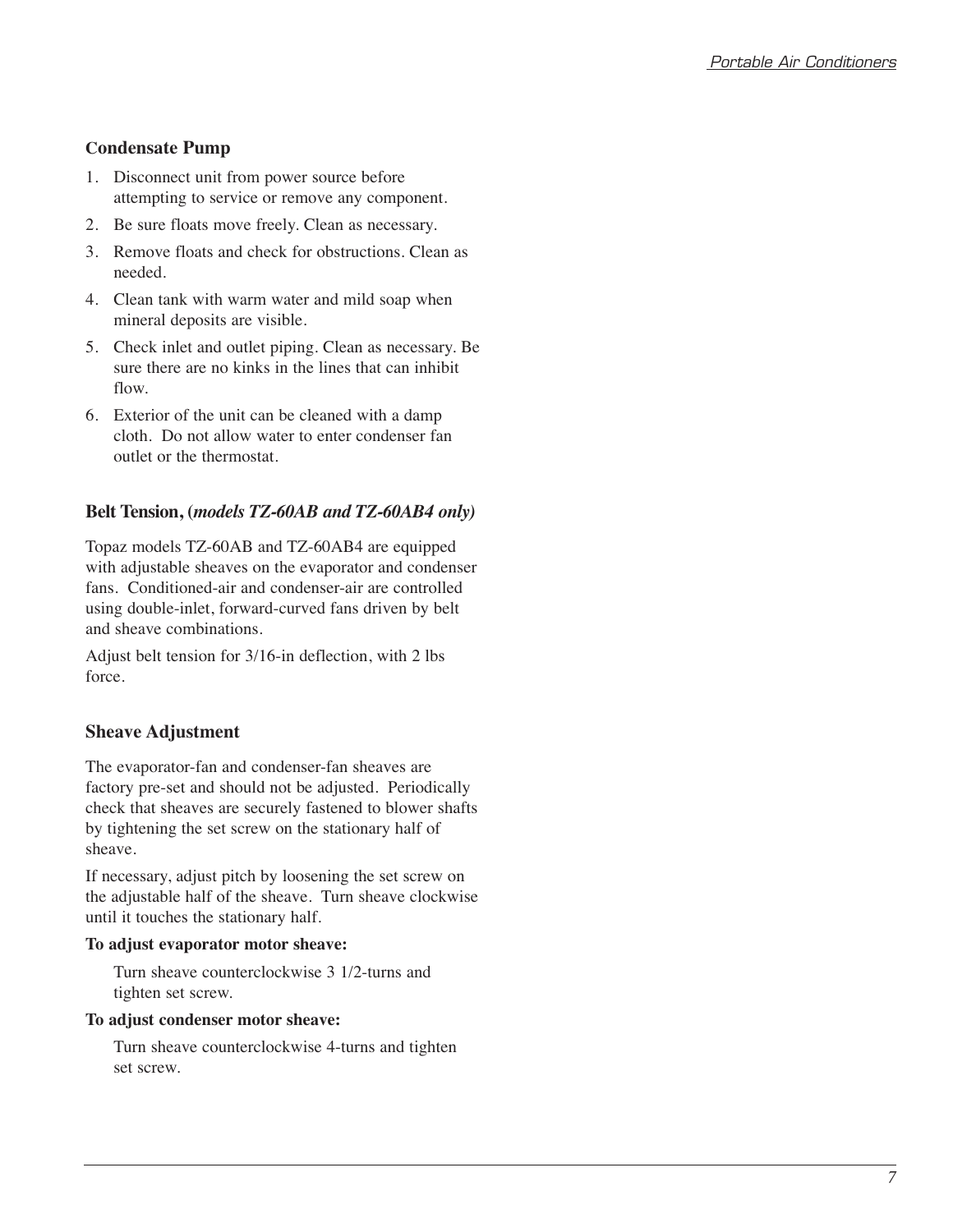### Condensate Pump

1. Disconnect unit from power source before attempting to service or remove any component.
2. Be sure floats move freely. Clean as necessary.
3. Remove floats and check for obstructions. Clean as needed.
4. Clean tank with warm water and mild soap when mineral deposits are visible.
5. Check inlet and outlet piping. Clean as necessary. Be sure there are no kinks in the lines that can inhibit flow.
6. Exterior of the unit can be cleaned with a damp cloth. Do not allow water to enter condenser fan outlet or the thermostat.

### Belt Tension, (*models TZ-60AB and TZ-60AB4 only*)

Topaz models TZ-60AB and TZ-60AB4 are equipped with adjustable sheaves on the evaporator and condenser fans. Conditioned-air and condenser-air are controlled using double-inlet, forward-curved fans driven by belt and sheave combinations.

Adjust belt tension for 3/16-in deflection, with 2 lbs force.

### Sheave Adjustment

The evaporator-fan and condenser-fan sheaves are factory pre-set and should not be adjusted. Periodically check that sheaves are securely fastened to blower shafts by tightening the set screw on the stationary half of sheave.

If necessary, adjust pitch by loosening the set screw on the adjustable half of the sheave. Turn sheave clockwise until it touches the stationary half.

**To adjust evaporator motor sheave:**

Turn sheave counterclockwise 3 1/2-turns and tighten set screw.

**To adjust condenser motor sheave:**

Turn sheave counterclockwise 4-turns and tighten set screw.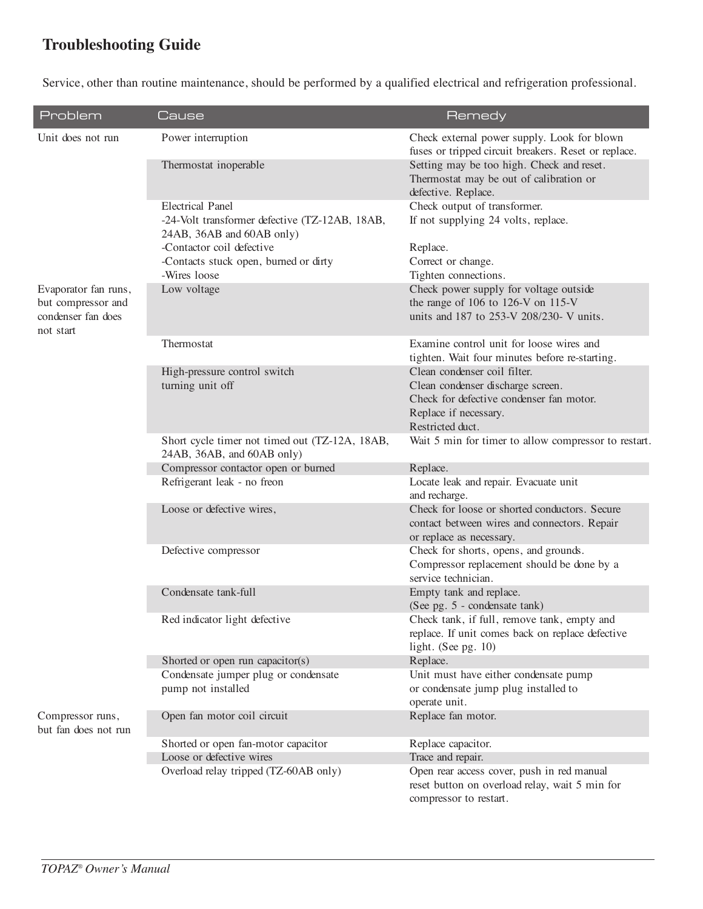## Troubleshooting Guide

Service, other than routine maintenance, should be performed by a qualified electrical and refrigeration professional.

| Problem | Cause | Remedy |
|---|---|---|
| Unit does not run | Power interruption | Check external power supply. Look for blown fuses or tripped circuit breakers. Reset or replace. |
| | Thermostat inoperable | Setting may be too high. Check and reset. Thermostat may be out of calibration or defective. Replace. |
| | Electrical Panel<br>-24-Volt transformer defective (TZ-12AB, 18AB, 24AB, 36AB and 60AB only)<br>-Contactor coil defective<br>-Contacts stuck open, burned or dirty<br>-Wires loose | Check output of transformer.<br>If not supplying 24 volts, replace.<br><br>Replace.<br>Correct or change.<br>Tighten connections. |
| Evaporator fan runs, but compressor and condenser fan does not start | Low voltage | Check power supply for voltage outside the range of 106 to 126-V on 115-V units and 187 to 253-V 208/230- V units. |
| | Thermostat | Examine control unit for loose wires and tighten. Wait four minutes before re-starting. |
| | High-pressure control switch turning unit off | Clean condenser coil filter.<br>Clean condenser discharge screen.<br>Check for defective condenser fan motor.<br>Replace if necessary.<br>Restricted duct. |
| | Short cycle timer not timed out (TZ-12A, 18AB, 24AB, 36AB, and 60AB only) | Wait 5 min for timer to allow compressor to restart. |
| | Compressor contactor open or burned | Replace. |
| | Refrigerant leak - no freon | Locate leak and repair. Evacuate unit and recharge. |
| | Loose or defective wires, | Check for loose or shorted conductors. Secure contact between wires and connectors. Repair or replace as necessary. |
| | Defective compressor | Check for shorts, opens, and grounds. Compressor replacement should be done by a service technician. |
| | Condensate tank-full | Empty tank and replace.<br>(See pg. 5 - condensate tank) |
| | Red indicator light defective | Check tank, if full, remove tank, empty and replace. If unit comes back on replace defective light. (See pg. 10) |
| | Shorted or open run capacitor(s) | Replace. |
| | Condensate jumper plug or condensate pump not installed | Unit must have either condensate pump or condensate jump plug installed to operate unit. |
| Compressor runs, but fan does not run | Open fan motor coil circuit | Replace fan motor. |
| | Shorted or open fan-motor capacitor | Replace capacitor. |
| | Loose or defective wires | Trace and repair. |
| | Overload relay tripped (TZ-60AB only) | Open rear access cover, push in red manual reset button on overload relay, wait 5 min for compressor to restart. |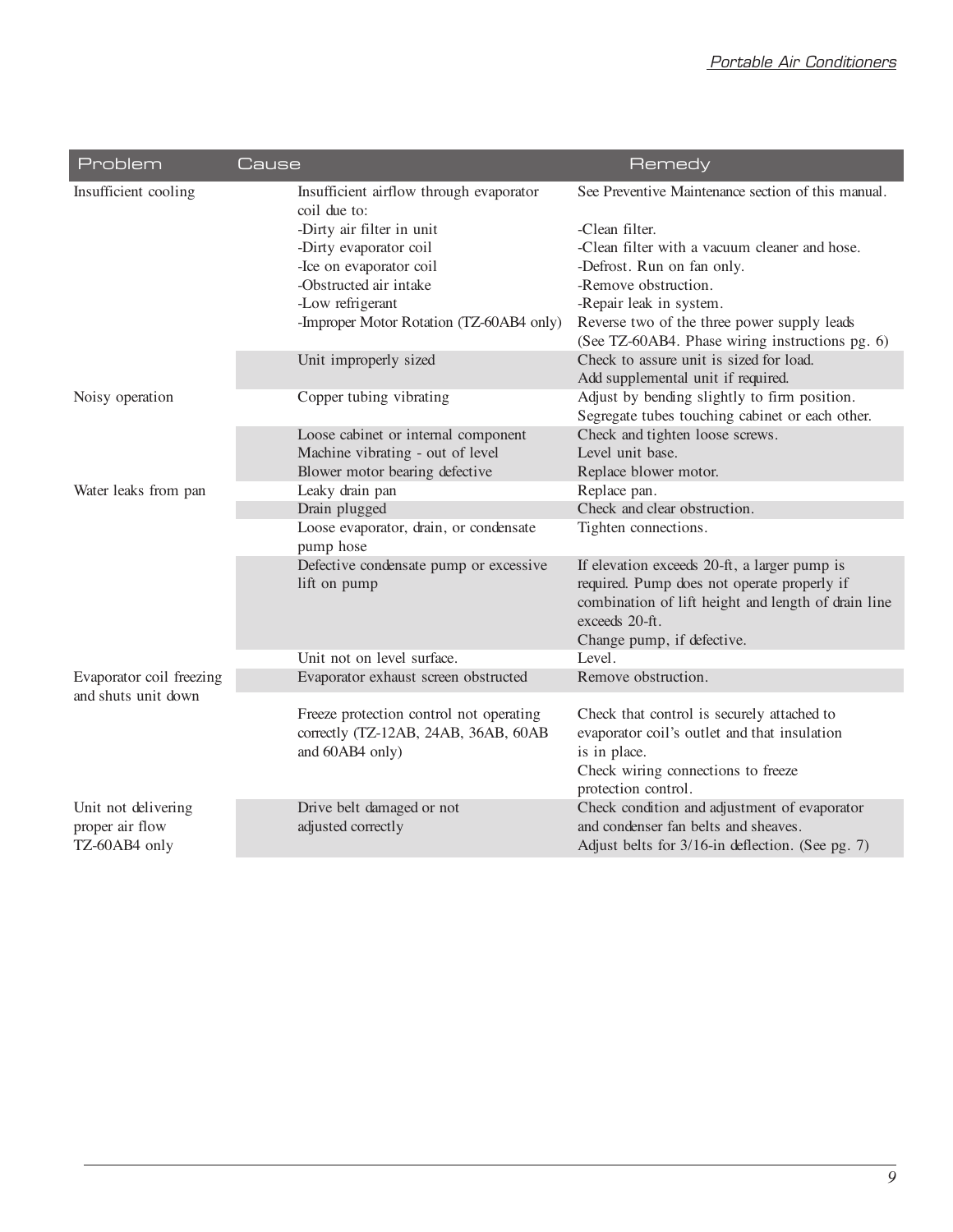| Problem | Cause | Remedy |
|---|---|---|
| Insufficient cooling | Insufficient airflow through evaporator coil due to: | See Preventive Maintenance section of this manual. |
| | -Dirty air filter in unit | -Clean filter. |
| | -Dirty evaporator coil | -Clean filter with a vacuum cleaner and hose. |
| | -Ice on evaporator coil | -Defrost. Run on fan only. |
| | -Obstructed air intake | -Remove obstruction. |
| | -Low refrigerant | -Repair leak in system. |
| | -Improper Motor Rotation (TZ-60AB4 only) | Reverse two of the three power supply leads (See TZ-60AB4. Phase wiring instructions pg. 6) |
| | Unit improperly sized | Check to assure unit is sized for load. Add supplemental unit if required. |
| Noisy operation | Copper tubing vibrating | Adjust by bending slightly to firm position. Segregate tubes touching cabinet or each other. |
| | Loose cabinet or internal component | Check and tighten loose screws. |
| | Machine vibrating - out of level | Level unit base. |
| | Blower motor bearing defective | Replace blower motor. |
| Water leaks from pan | Leaky drain pan | Replace pan. |
| | Drain plugged | Check and clear obstruction. |
| | Loose evaporator, drain, or condensate pump hose | Tighten connections. |
| | Defective condensate pump or excessive lift on pump | If elevation exceeds 20-ft, a larger pump is required. Pump does not operate properly if combination of lift height and length of drain line exceeds 20-ft. Change pump, if defective. |
| | Unit not on level surface. | Level. |
| Evaporator coil freezing and shuts unit down | Evaporator exhaust screen obstructed | Remove obstruction. |
| | Freeze protection control not operating correctly (TZ-12AB, 24AB, 36AB, 60AB and 60AB4 only) | Check that control is securely attached to evaporator coil's outlet and that insulation is in place. Check wiring connections to freeze protection control. |
| Unit not delivering proper air flow TZ-60AB4 only | Drive belt damaged or not adjusted correctly | Check condition and adjustment of evaporator and condenser fan belts and sheaves. Adjust belts for 3/16-in deflection. (See pg. 7) |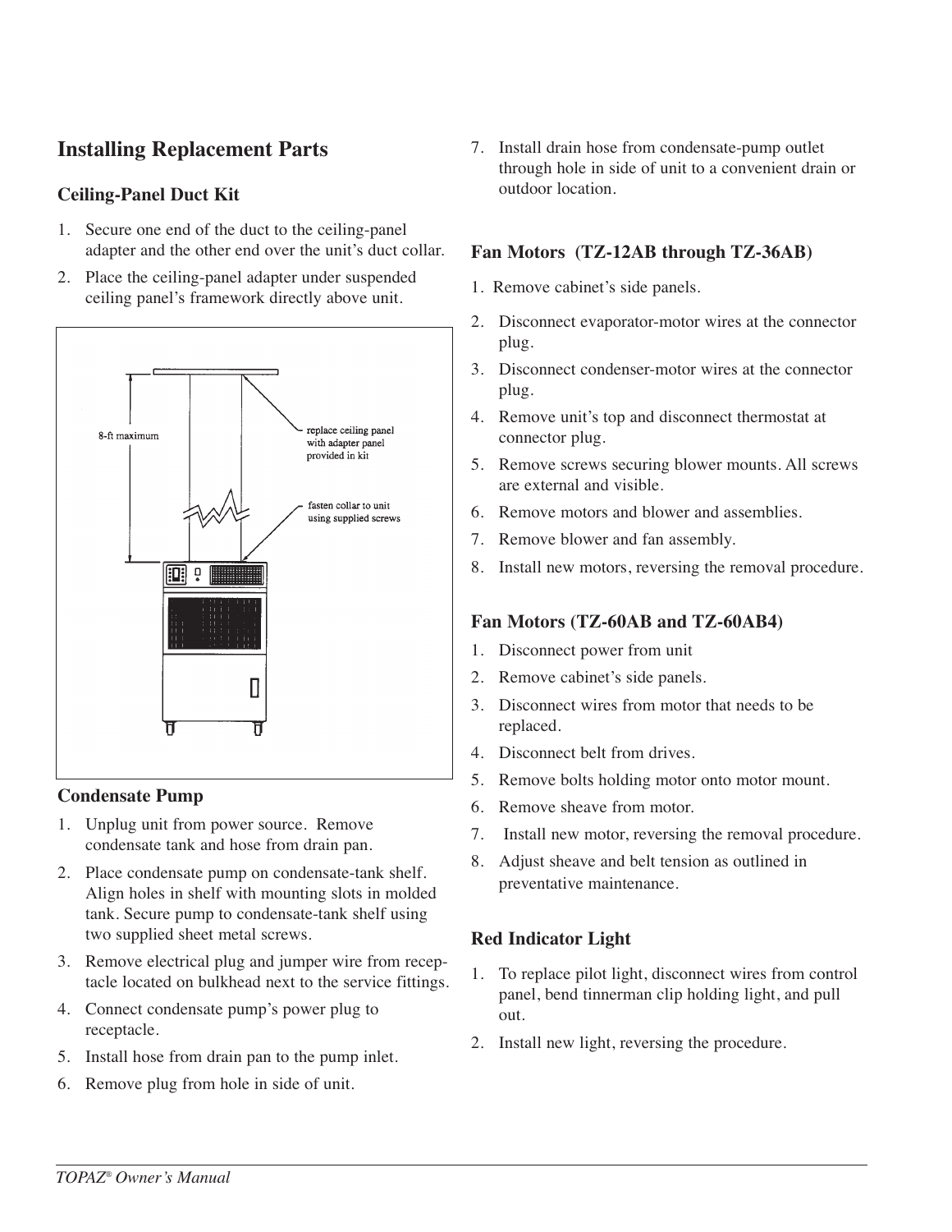## Installing Replacement Parts

### Ceiling-Panel Duct Kit

1. Secure one end of the duct to the ceiling-panel adapter and the other end over the unit's duct collar.
2. Place the ceiling-panel adapter under suspended ceiling panel's framework directly above unit.

### Condensate Pump

1. Unplug unit from power source. Remove condensate tank and hose from drain pan.
2. Place condensate pump on condensate-tank shelf. Align holes in shelf with mounting slots in molded tank. Secure pump to condensate-tank shelf using two supplied sheet metal screws.
3. Remove electrical plug and jumper wire from receptacle located on bulkhead next to the service fittings.
4. Connect condensate pump's power plug to receptacle.
5. Install hose from drain pan to the pump inlet.
6. Remove plug from hole in side of unit.
7. Install drain hose from condensate-pump outlet through hole in side of unit to a convenient drain or outdoor location.

### Fan Motors (TZ-12AB through TZ-36AB)

1. Remove cabinet's side panels.
2. Disconnect evaporator-motor wires at the connector plug.
3. Disconnect condenser-motor wires at the connector plug.
4. Remove unit's top and disconnect thermostat at connector plug.
5. Remove screws securing blower mounts. All screws are external and visible.
6. Remove motors and blower and assemblies.
7. Remove blower and fan assembly.
8. Install new motors, reversing the removal procedure.

### Fan Motors (TZ-60AB and TZ-60AB4)

1. Disconnect power from unit
2. Remove cabinet's side panels.
3. Disconnect wires from motor that needs to be replaced.
4. Disconnect belt from drives.
5. Remove bolts holding motor onto motor mount.
6. Remove sheave from motor.
7. Install new motor, reversing the removal procedure.
8. Adjust sheave and belt tension as outlined in preventative maintenance.

### Red Indicator Light

1. To replace pilot light, disconnect wires from control panel, bend tinnerman clip holding light, and pull out.
2. Install new light, reversing the procedure.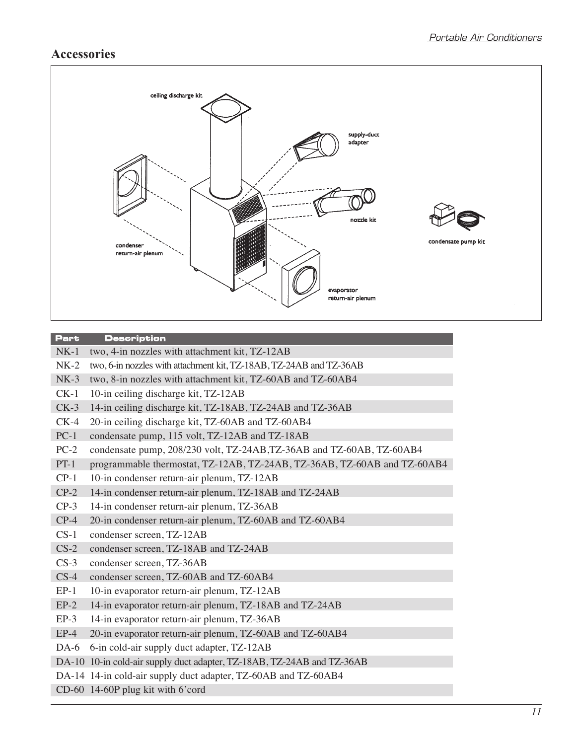## Accessories

| Part | Description |
|---|---|
| NK-1 | two, 4-in nozzles with attachment kit, TZ-12AB |
| NK-2 | two, 6-in nozzles with attachment kit, TZ-18AB, TZ-24AB and TZ-36AB |
| NK-3 | two, 8-in nozzles with attachment kit, TZ-60AB and TZ-60AB4 |
| CK-1 | 10-in ceiling discharge kit, TZ-12AB |
| CK-3 | 14-in ceiling discharge kit, TZ-18AB, TZ-24AB and TZ-36AB |
| CK-4 | 20-in ceiling discharge kit, TZ-60AB and TZ-60AB4 |
| PC-1 | condensate pump, 115 volt, TZ-12AB and TZ-18AB |
| PC-2 | condensate pump, 208/230 volt, TZ-24AB,TZ-36AB and TZ-60AB, TZ-60AB4 |
| PT-1 | programmable thermostat, TZ-12AB, TZ-24AB, TZ-36AB, TZ-60AB and TZ-60AB4 |
| CP-1 | 10-in condenser return-air plenum, TZ-12AB |
| CP-2 | 14-in condenser return-air plenum, TZ-18AB and TZ-24AB |
| CP-3 | 14-in condenser return-air plenum, TZ-36AB |
| CP-4 | 20-in condenser return-air plenum, TZ-60AB and TZ-60AB4 |
| CS-1 | condenser screen, TZ-12AB |
| CS-2 | condenser screen, TZ-18AB and TZ-24AB |
| CS-3 | condenser screen, TZ-36AB |
| CS-4 | condenser screen, TZ-60AB and TZ-60AB4 |
| EP-1 | 10-in evaporator return-air plenum, TZ-12AB |
| EP-2 | 14-in evaporator return-air plenum, TZ-18AB and TZ-24AB |
| EP-3 | 14-in evaporator return-air plenum, TZ-36AB |
| EP-4 | 20-in evaporator return-air plenum, TZ-60AB and TZ-60AB4 |
| DA-6 | 6-in cold-air supply duct adapter, TZ-12AB |
| DA-10 | 10-in cold-air supply duct adapter, TZ-18AB, TZ-24AB and TZ-36AB |
| DA-14 | 14-in cold-air supply duct adapter, TZ-60AB and TZ-60AB4 |
| CD-60 | 14-60P plug kit with 6'cord |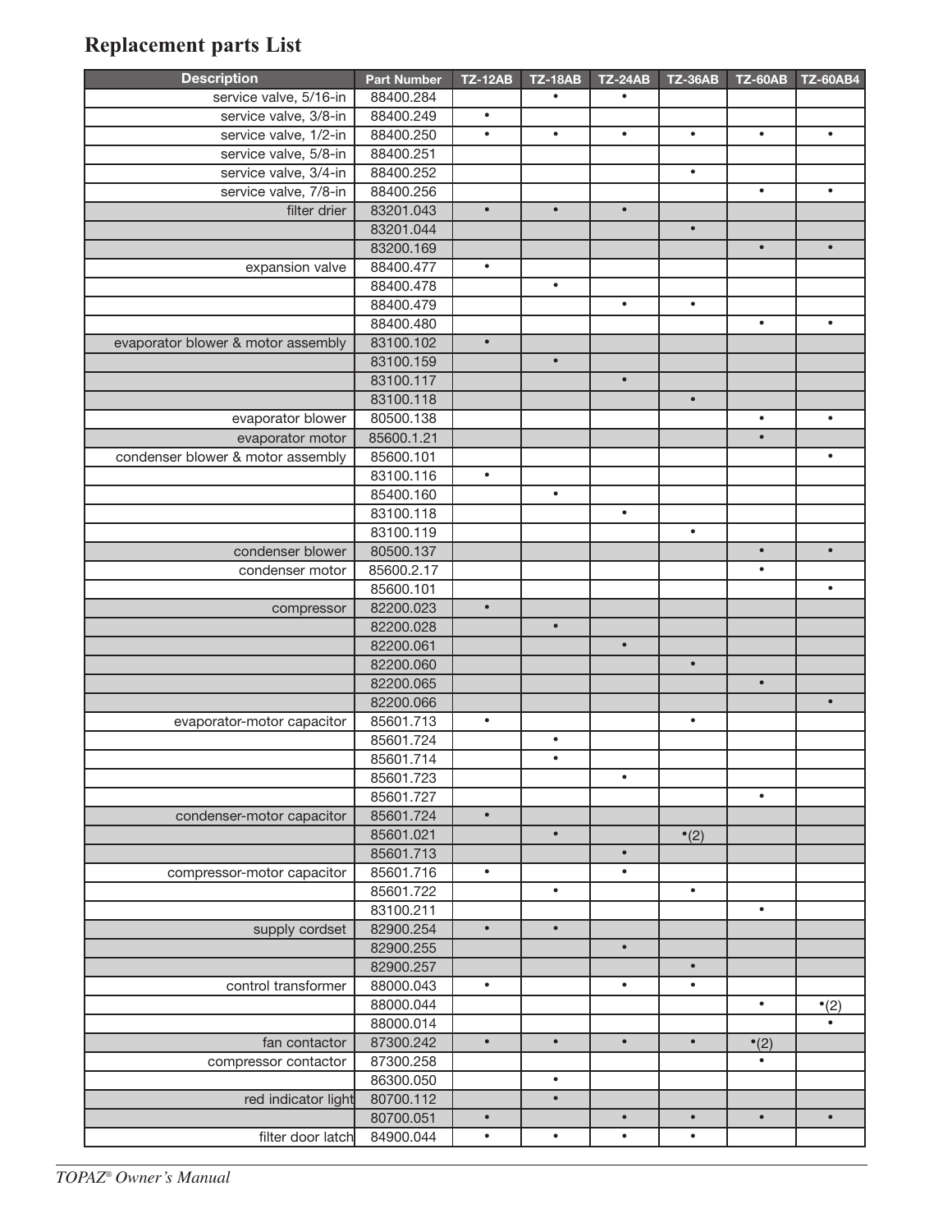# Replacement parts List

| Description | Part Number | TZ-12AB | TZ-18AB | TZ-24AB | TZ-36AB | TZ-60AB | TZ-60AB4 |
|---|---|---|---|---|---|---|---|
| service valve, 5/16-in | 88400.284 | | • | • | | | |
| service valve, 3/8-in | 88400.249 | • | | | | | |
| service valve, 1/2-in | 88400.250 | • | • | • | • | • | • |
| service valve, 5/8-in | 88400.251 | | | | | | |
| service valve, 3/4-in | 88400.252 | | | | • | | |
| service valve, 7/8-in | 88400.256 | | | | | • | • |
| filter drier | 83201.043 | • | • | • | | | |
| | 83201.044 | | | | • | | |
| | 83200.169 | | | | | • | • |
| expansion valve | 88400.477 | • | | | | | |
| | 88400.478 | | • | | | | |
| | 88400.479 | | | • | • | | |
| | 88400.480 | | | | | • | • |
| evaporator blower & motor assembly | 83100.102 | • | | | | | |
| | 83100.159 | | • | | | | |
| | 83100.117 | | | • | | | |
| | 83100.118 | | | | • | | |
| evaporator blower | 80500.138 | | | | | • | • |
| evaporator motor | 85600.1.21 | | | | | • | |
| condenser blower & motor assembly | 85600.101 | | | | | | • |
| | 83100.116 | • | | | | | |
| | 85400.160 | | • | | | | |
| | 83100.118 | | | • | | | |
| | 83100.119 | | | | • | | |
| condenser blower | 80500.137 | | | | | • | • |
| condenser motor | 85600.2.17 | | | | | • | |
| | 85600.101 | | | | | | • |
| compressor | 82200.023 | • | | | | | |
| | 82200.028 | | • | | | | |
| | 82200.061 | | | • | | | |
| | 82200.060 | | | | • | | |
| | 82200.065 | | | | | • | |
| | 82200.066 | | | | | | • |
| evaporator-motor capacitor | 85601.713 | • | | | • | | |
| | 85601.724 | | • | | | | |
| | 85601.714 | | • | | | | |
| | 85601.723 | | | • | | | |
| | 85601.727 | | | | | • | |
| condenser-motor capacitor | 85601.724 | • | | | | | |
| | 85601.021 | | • | | •(2) | | |
| | 85601.713 | | | • | | | |
| compressor-motor capacitor | 85601.716 | • | | • | | | |
| | 85601.722 | | • | | • | | |
| | 83100.211 | | | | | • | |
| supply cordset | 82900.254 | • | • | | | | |
| | 82900.255 | | | • | | | |
| | 82900.257 | | | | • | | |
| control transformer | 88000.043 | • | | • | • | | |
| | 88000.044 | | | | | • | •(2) |
| | 88000.014 | | | | | | • |
| fan contactor | 87300.242 | • | • | • | • | •(2) | |
| compressor contactor | 87300.258 | | | | | • | |
| | 86300.050 | | • | | | | |
| red indicator light | 80700.112 | | • | | | | |
| | 80700.051 | • | | • | • | • | • |
| filter door latch | 84900.044 | • | • | • | • | | |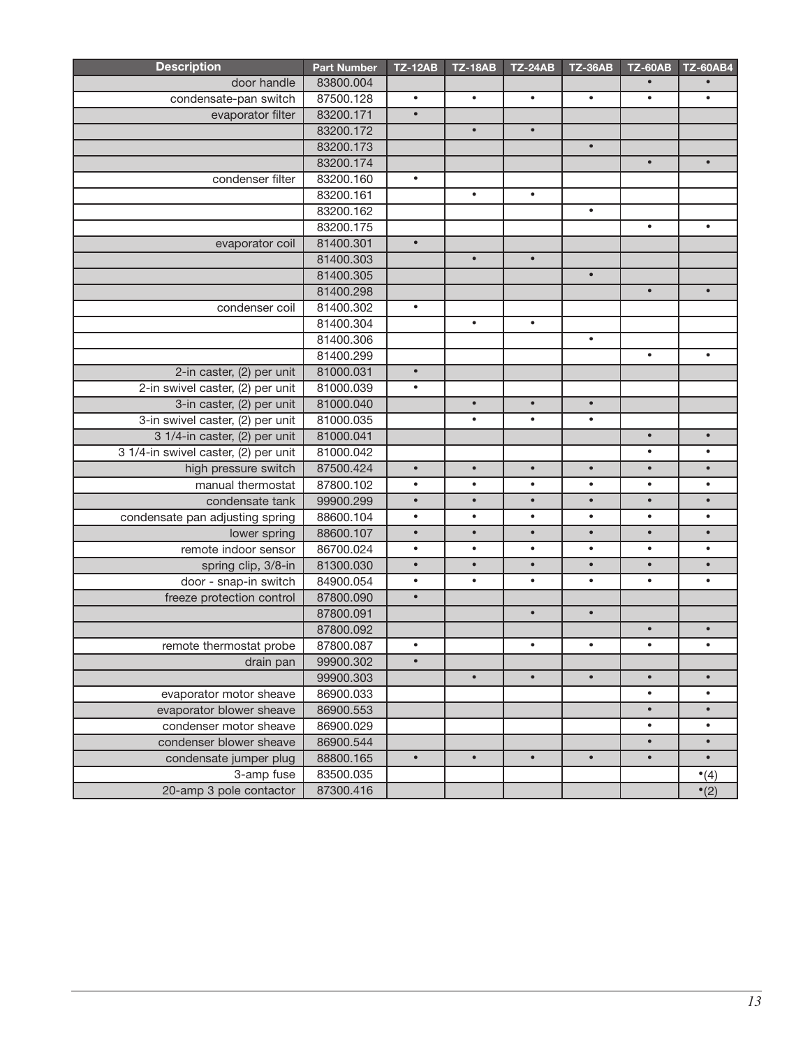| Description | Part Number | TZ-12AB | TZ-18AB | TZ-24AB | TZ-36AB | TZ-60AB | TZ-60AB4 |
|---|---|---|---|---|---|---|---|
| door handle | 83800.004 | | | | | • | • |
| condensate-pan switch | 87500.128 | • | • | • | • | • | • |
| evaporator filter | 83200.171 | • | | | | | |
| | 83200.172 | | • | • | | | |
| | 83200.173 | | | | • | | |
| | 83200.174 | | | | | • | • |
| condenser filter | 83200.160 | • | | | | | |
| | 83200.161 | | • | • | | | |
| | 83200.162 | | | | • | | |
| | 83200.175 | | | | | • | • |
| evaporator coil | 81400.301 | • | | | | | |
| | 81400.303 | | • | • | | | |
| | 81400.305 | | | | • | | |
| | 81400.298 | | | | | • | • |
| condenser coil | 81400.302 | • | | | | | |
| | 81400.304 | | • | • | | | |
| | 81400.306 | | | | • | | |
| | 81400.299 | | | | | • | • |
| 2-in caster, (2) per unit | 81000.031 | • | | | | | |
| 2-in swivel caster, (2) per unit | 81000.039 | • | | | | | |
| 3-in caster, (2) per unit | 81000.040 | | • | • | • | | |
| 3-in swivel caster, (2) per unit | 81000.035 | | • | • | • | | |
| 3 1/4-in caster, (2) per unit | 81000.041 | | | | | • | • |
| 3 1/4-in swivel caster, (2) per unit | 81000.042 | | | | | • | • |
| high pressure switch | 87500.424 | • | • | • | • | • | • |
| manual thermostat | 87800.102 | • | • | • | • | • | • |
| condensate tank | 99900.299 | • | • | • | • | • | • |
| condensate pan adjusting spring | 88600.104 | • | • | • | • | • | • |
| lower spring | 88600.107 | • | • | • | • | • | • |
| remote indoor sensor | 86700.024 | • | • | • | • | • | • |
| spring clip, 3/8-in | 81300.030 | • | • | • | • | • | • |
| door - snap-in switch | 84900.054 | • | • | • | • | • | • |
| freeze protection control | 87800.090 | • | | | | | |
| | 87800.091 | | | • | • | | |
| | 87800.092 | | | | | • | • |
| remote thermostat probe | 87800.087 | • | | • | • | • | • |
| drain pan | 99900.302 | • | | | | | |
| | 99900.303 | | • | • | • | • | • |
| evaporator motor sheave | 86900.033 | | | | | • | • |
| evaporator blower sheave | 86900.553 | | | | | • | • |
| condenser motor sheave | 86900.029 | | | | | • | • |
| condenser blower sheave | 86900.544 | | | | | • | • |
| condensate jumper plug | 88800.165 | • | • | • | • | • | • |
| 3-amp fuse | 83500.035 | | | | | | •(4) |
| 20-amp 3 pole contactor | 87300.416 | | | | | | •(2) |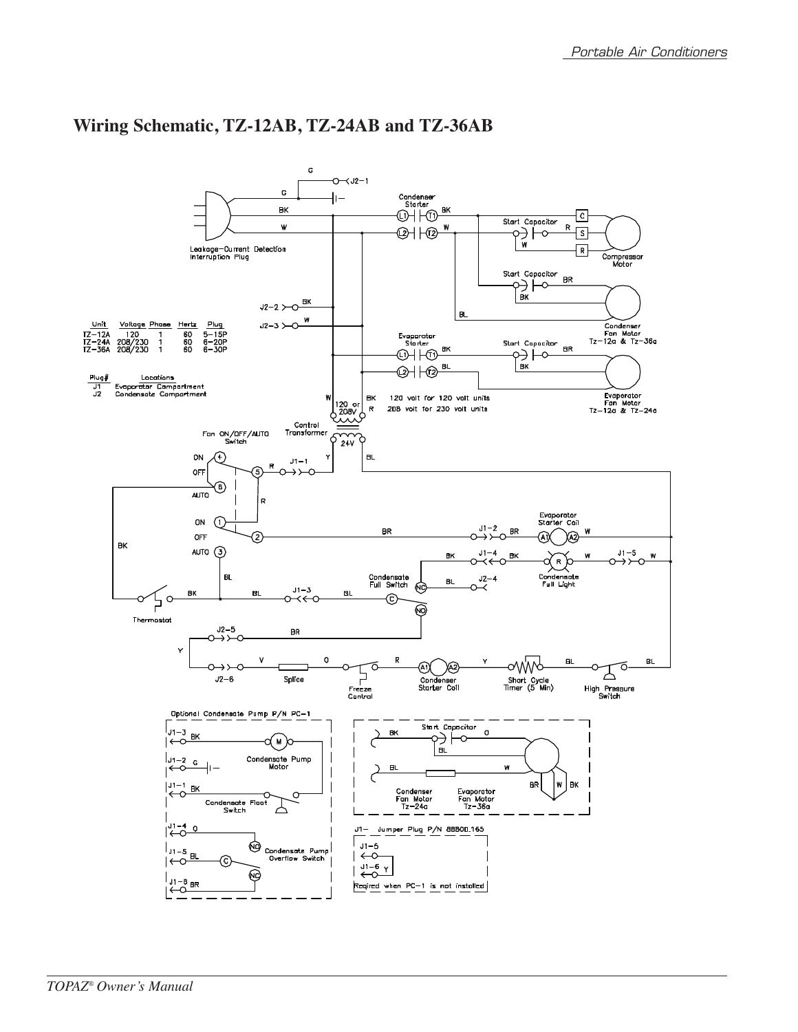## Wiring Schematic, TZ-12AB, TZ-24AB and TZ-36AB

| Unit | Voltage | Phase | Hertz | Plug |
|---|---|---|---|---|
| TZ-12A | 120 | 1 | 60 | 5-15P |
| TZ-24A | 208/230 | 1 | 60 | 6-20P |
| TZ-36A | 208/230 | 1 | 60 | 6-30P |

| Plug# | Locations |
|---|---|
| J1 | Evaporator Compartment |
| J2 | Condensate Compartment |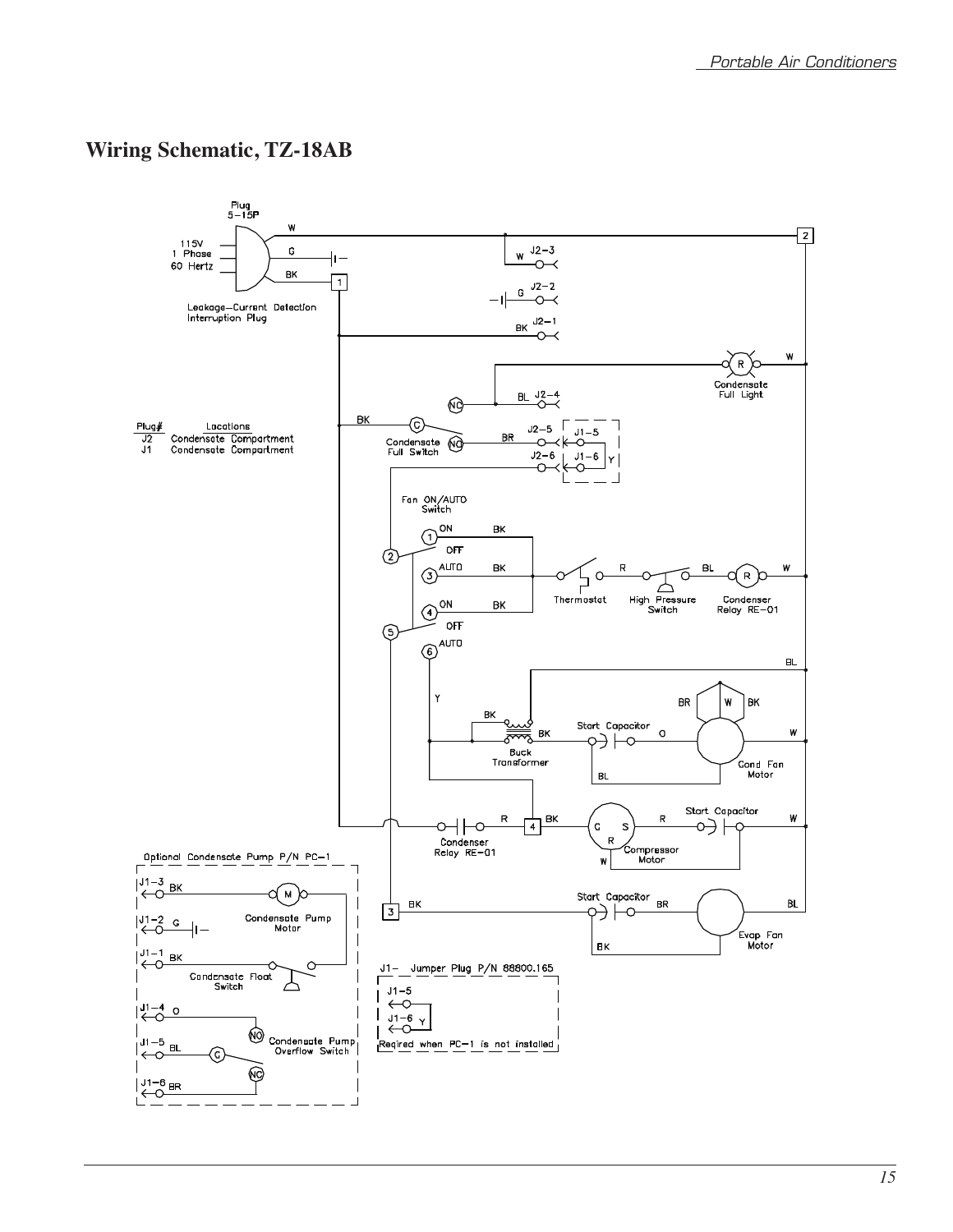# Wiring Schematic, TZ-18AB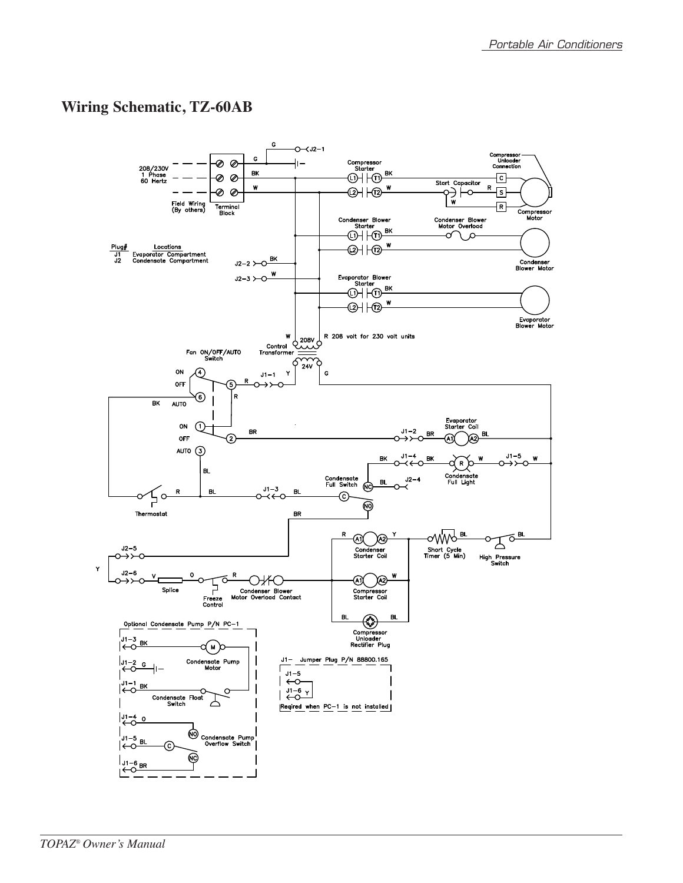# Wiring Schematic, TZ-60AB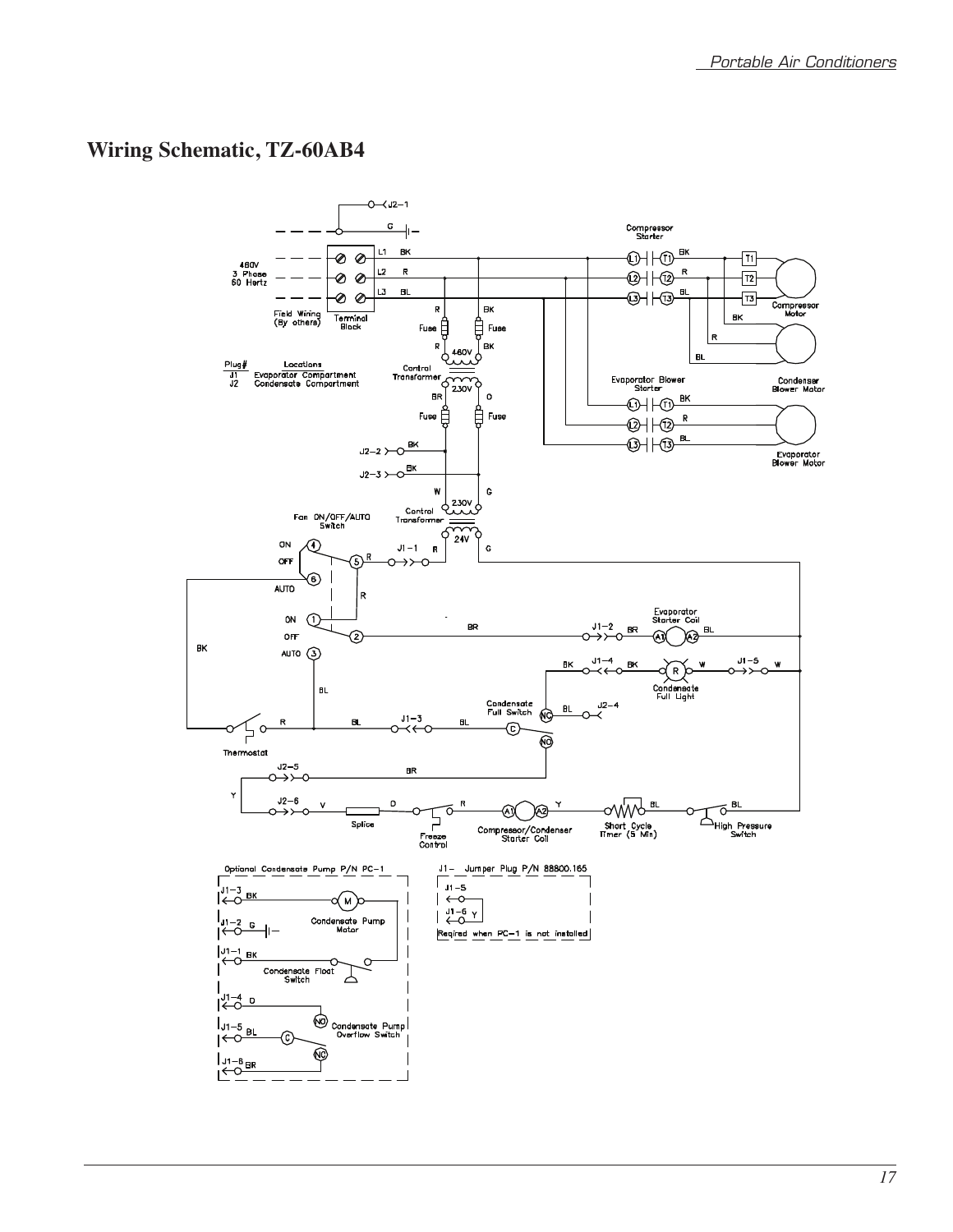# Wiring Schematic, TZ-60AB4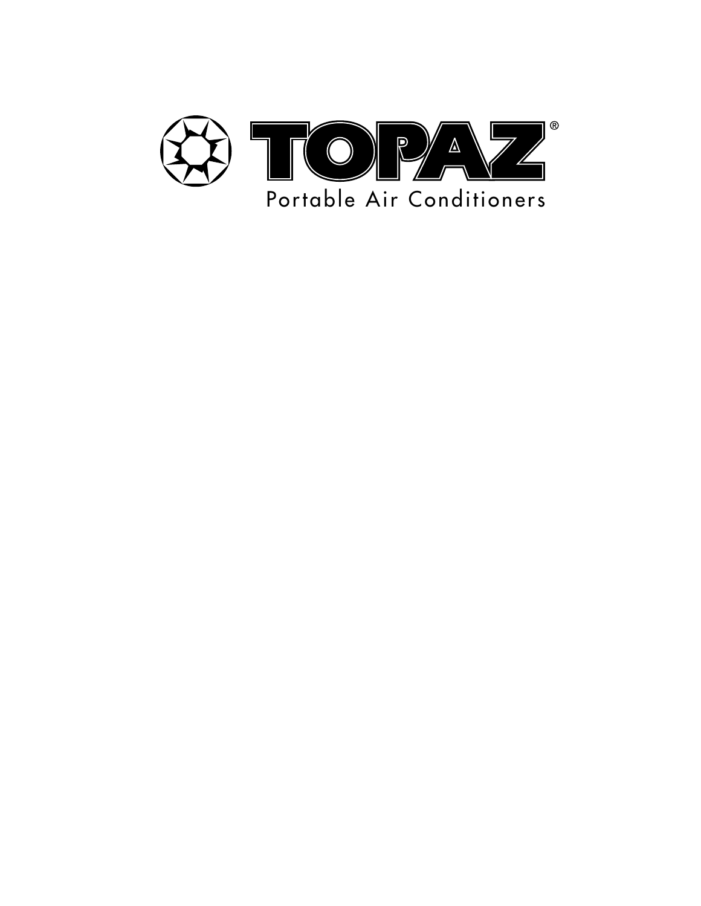# TOPAZ®

Portable Air Conditioners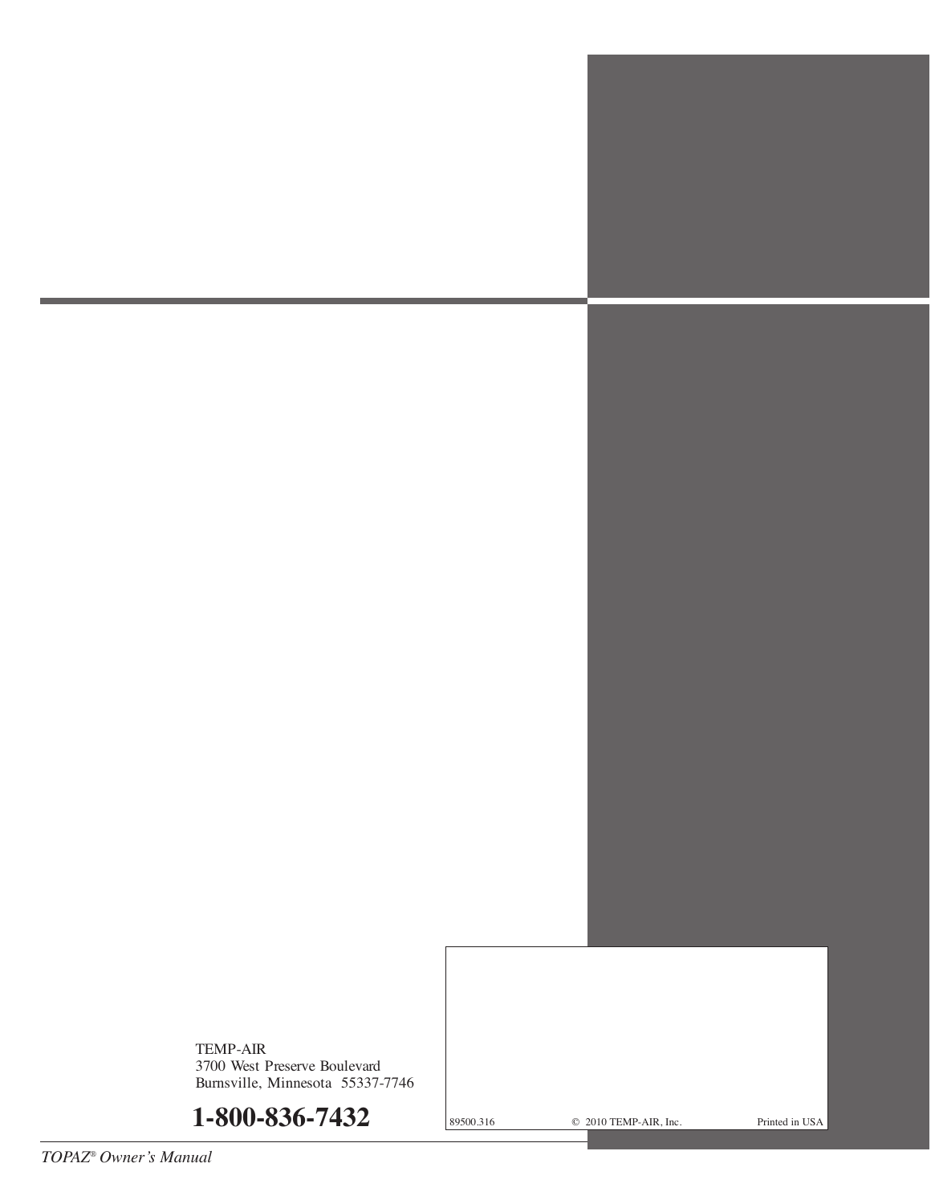TEMP-AIR
3700 West Preserve Boulevard
Burnsville, Minnesota 55337-7746

**1-800-836-7432**

89500.316 © 2010 TEMP-AIR, Inc. Printed in USA